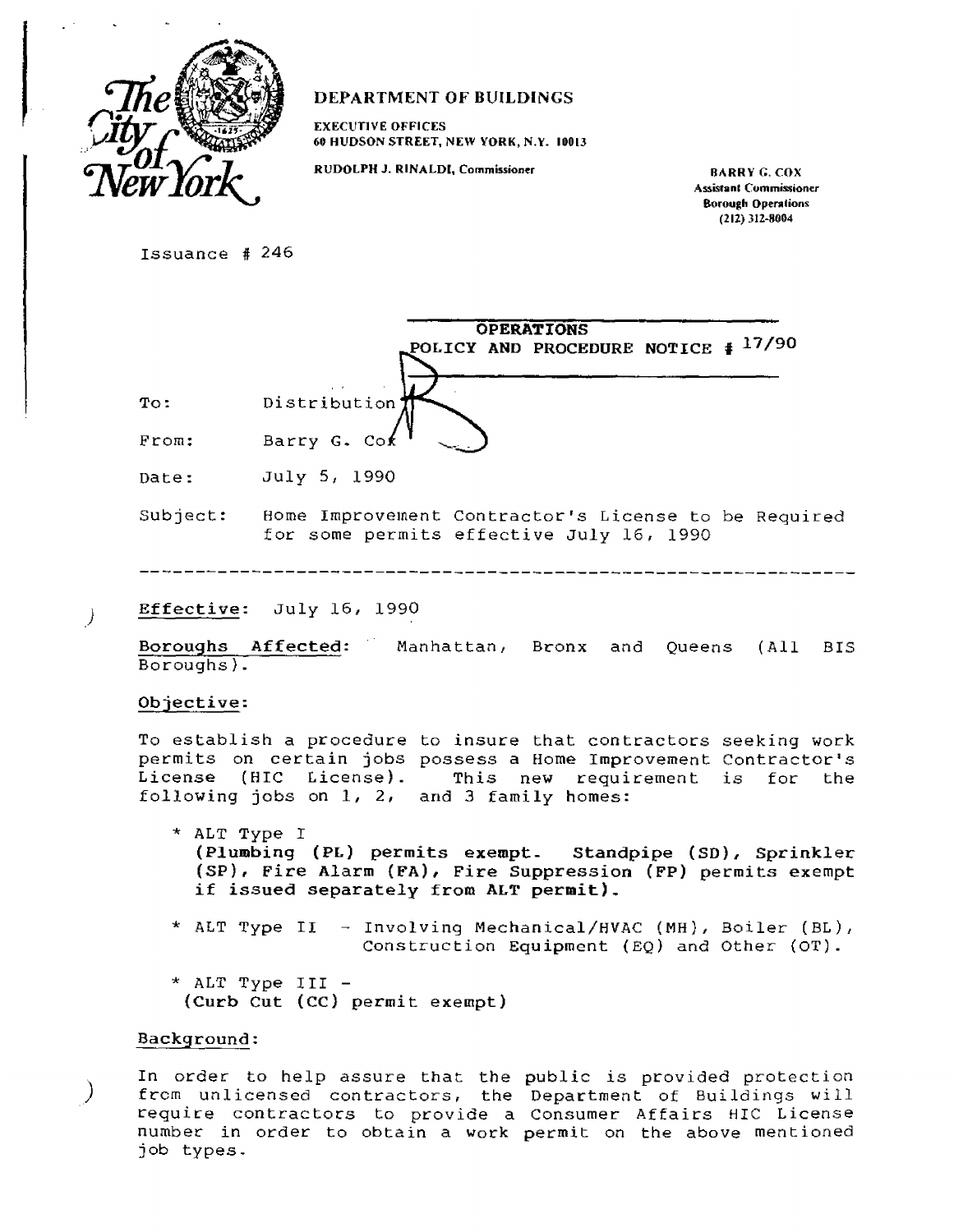The City of New York

**DEPARTMENT OF BUILDINGS**

EXECUTIVE OFFICES
60 HUDSON STREET, NEW YORK, N.Y. 10013

RUDOLPH J. RINALDI, Commissioner

BARRY G. COX
Assistant Commissioner
Borough Operations
(212) 312-8004

Issuance # 246

**OPERATIONS**
**POLICY AND PROCEDURE NOTICE # 17/90**

To: Distribution

From: Barry G. Cox

Date: July 5, 1990

Subject: Home Improvement Contractor's License to be Required for some permits effective July 16, 1990

---

**Effective**: July 16, 1990

**Boroughs Affected**: Manhattan, Bronx and Queens (All BIS Boroughs).

**Objective**:

To establish a procedure to insure that contractors seeking work permits on certain jobs possess a Home Improvement Contractor's License (HIC License). This new requirement is for the following jobs on 1, 2, and 3 family homes:

* ALT Type I
  **(Plumbing (PL) permits exempt. Standpipe (SD), Sprinkler (SP), Fire Alarm (FA), Fire Suppression (FP) permits exempt if issued separately from ALT permit).**

* ALT Type II - Involving Mechanical/HVAC (MH), Boiler (BL), Construction Equipment (EQ) and Other (OT).

* ALT Type III -
  (Curb Cut (CC) permit exempt)

**Background**:

In order to help assure that the public is provided protection from unlicensed contractors, the Department of Buildings will require contractors to provide a Consumer Affairs HIC License number in order to obtain a work permit on the above mentioned job types.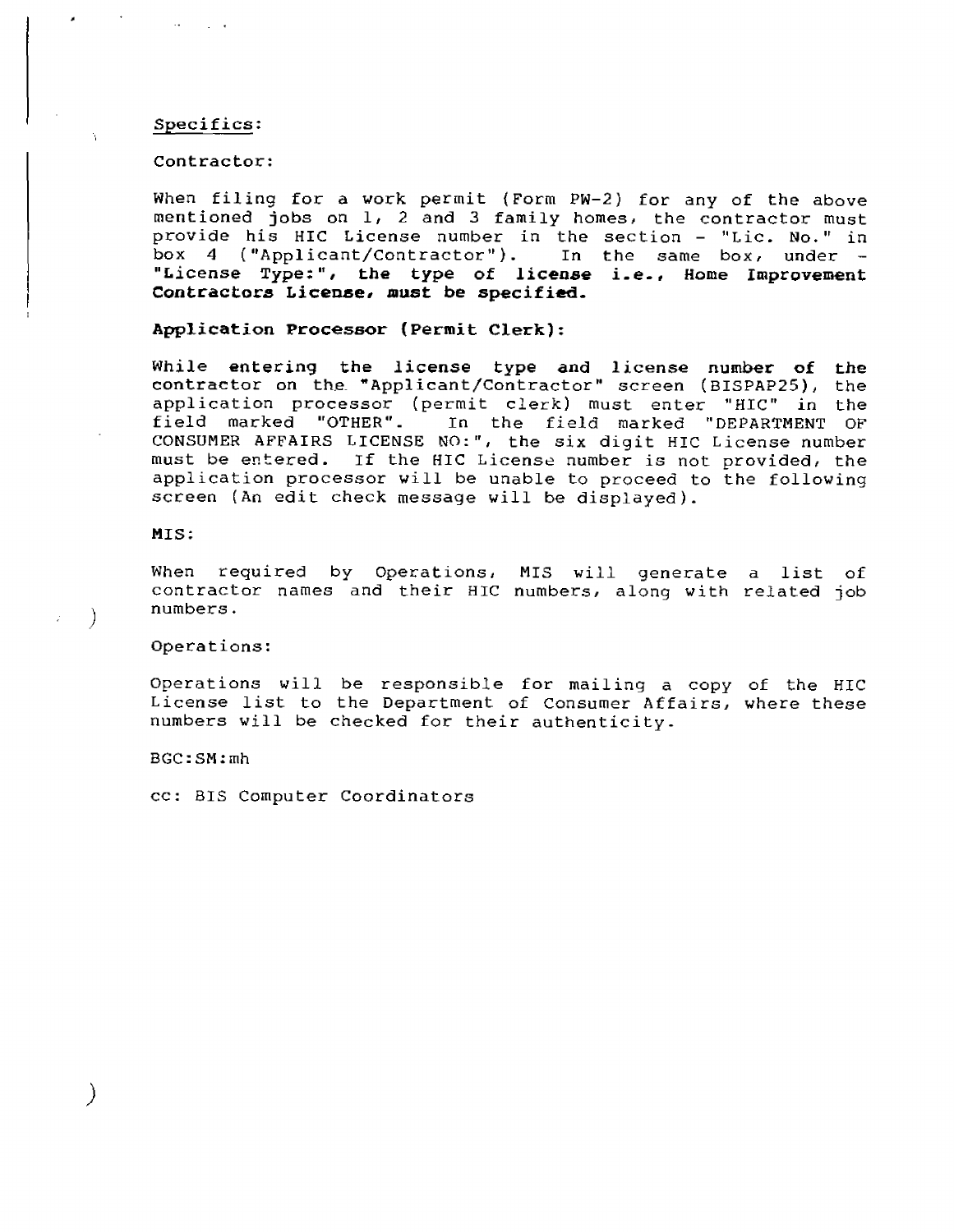Specifics:

Contractor:

When filing for a work permit (Form PW-2) for any of the above mentioned jobs on 1, 2 and 3 family homes, the contractor must provide his HIC License number in the section - "Lic. No." in box 4 ("Applicant/Contractor"). In the same box, under - "License Type:", **the type of license i.e., Home Improvement Contractors License, must be specified.**

**Application Processor (Permit Clerk):**

**While entering the license type and license number of the** contractor on the "Applicant/Contractor" screen (BISPAP25), the application processor (permit clerk) must enter "HIC" in the field marked "OTHER". In the field marked "DEPARTMENT OF CONSUMER AFFAIRS LICENSE NO:", the six digit HIC License number must be entered. If the HIC License number is not provided, the application processor will be unable to proceed to the following screen (An edit check message will be displayed).

**MIS:**

When required by Operations, MIS will generate a list of contractor names and their HIC numbers, along with related job numbers.

Operations:

Operations will be responsible for mailing a copy of the HIC License list to the Department of Consumer Affairs, where these numbers will be checked for their authenticity.

BGC:SM:mh

cc: BIS Computer Coordinators